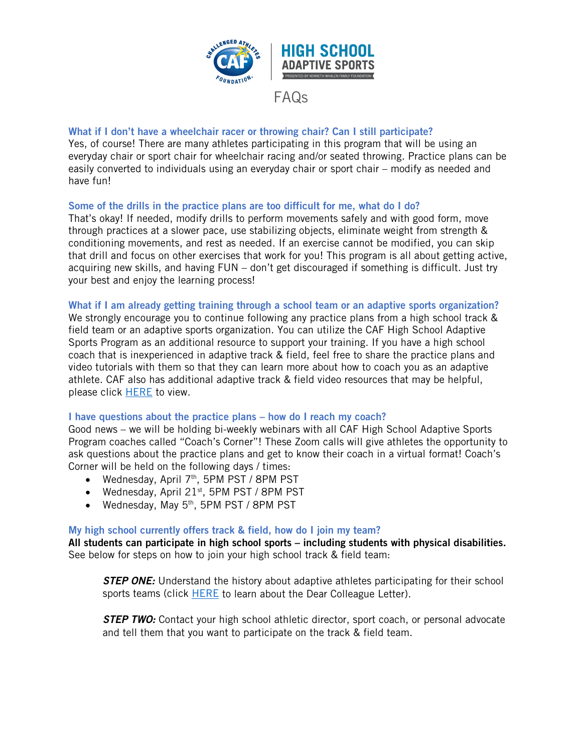# HIGH SCHOOL ADAPTIVE SPORTS

PRESENTED BY KENNETH WHALEN FAMILY FOUNDATION

## FAQs

### What if I don't have a wheelchair racer or throwing chair? Can I still participate?

Yes, of course! There are many athletes participating in this program that will be using an everyday chair or sport chair for wheelchair racing and/or seated throwing. Practice plans can be easily converted to individuals using an everyday chair or sport chair – modify as needed and have fun!

### Some of the drills in the practice plans are too difficult for me, what do I do?

That's okay! If needed, modify drills to perform movements safely and with good form, move through practices at a slower pace, use stabilizing objects, eliminate weight from strength & conditioning movements, and rest as needed. If an exercise cannot be modified, you can skip that drill and focus on other exercises that work for you! This program is all about getting active, acquiring new skills, and having FUN – don't get discouraged if something is difficult. Just try your best and enjoy the learning process!

### What if I am already getting training through a school team or an adaptive sports organization?

We strongly encourage you to continue following any practice plans from a high school track & field team or an adaptive sports organization. You can utilize the CAF High School Adaptive Sports Program as an additional resource to support your training. If you have a high school coach that is inexperienced in adaptive track & field, feel free to share the practice plans and video tutorials with them so that they can learn more about how to coach you as an adaptive athlete. CAF also has additional adaptive track & field video resources that may be helpful, please click HERE to view.

### I have questions about the practice plans – how do I reach my coach?

Good news – we will be holding bi-weekly webinars with all CAF High School Adaptive Sports Program coaches called "Coach's Corner"! These Zoom calls will give athletes the opportunity to ask questions about the practice plans and get to know their coach in a virtual format! Coach's Corner will be held on the following days / times:

- Wednesday, April 7th, 5PM PST / 8PM PST
- Wednesday, April 21st, 5PM PST / 8PM PST
- Wednesday, May 5th, 5PM PST / 8PM PST

### My high school currently offers track & field, how do I join my team?

**All students can participate in high school sports – including students with physical disabilities.** See below for steps on how to join your high school track & field team:

> ***STEP ONE:*** Understand the history about adaptive athletes participating for their school sports teams (click HERE to learn about the Dear Colleague Letter).
>
> ***STEP TWO:*** Contact your high school athletic director, sport coach, or personal advocate and tell them that you want to participate on the track & field team.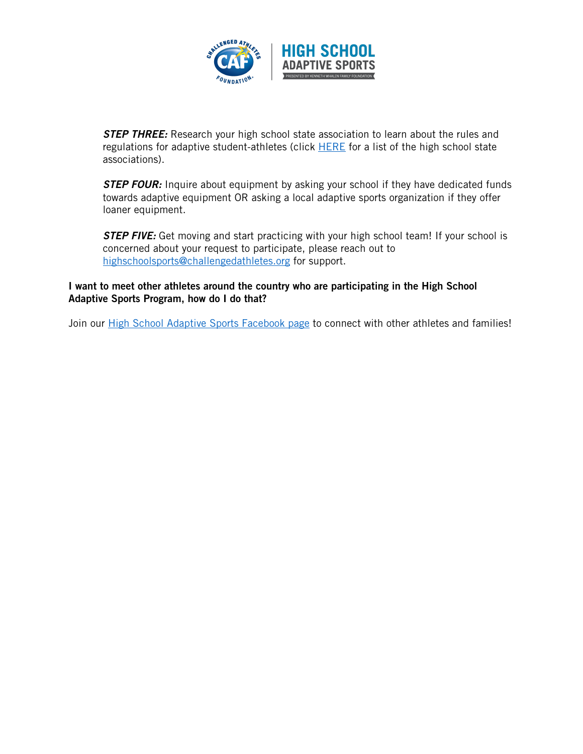***STEP THREE:*** Research your high school state association to learn about the rules and regulations for adaptive student-athletes (click HERE for a list of the high school state associations).

***STEP FOUR:*** Inquire about equipment by asking your school if they have dedicated funds towards adaptive equipment OR asking a local adaptive sports organization if they offer loaner equipment.

***STEP FIVE:*** Get moving and start practicing with your high school team! If your school is concerned about your request to participate, please reach out to highschoolsports@challengedathletes.org for support.

**I want to meet other athletes around the country who are participating in the High School Adaptive Sports Program, how do I do that?**

Join our High School Adaptive Sports Facebook page to connect with other athletes and families!